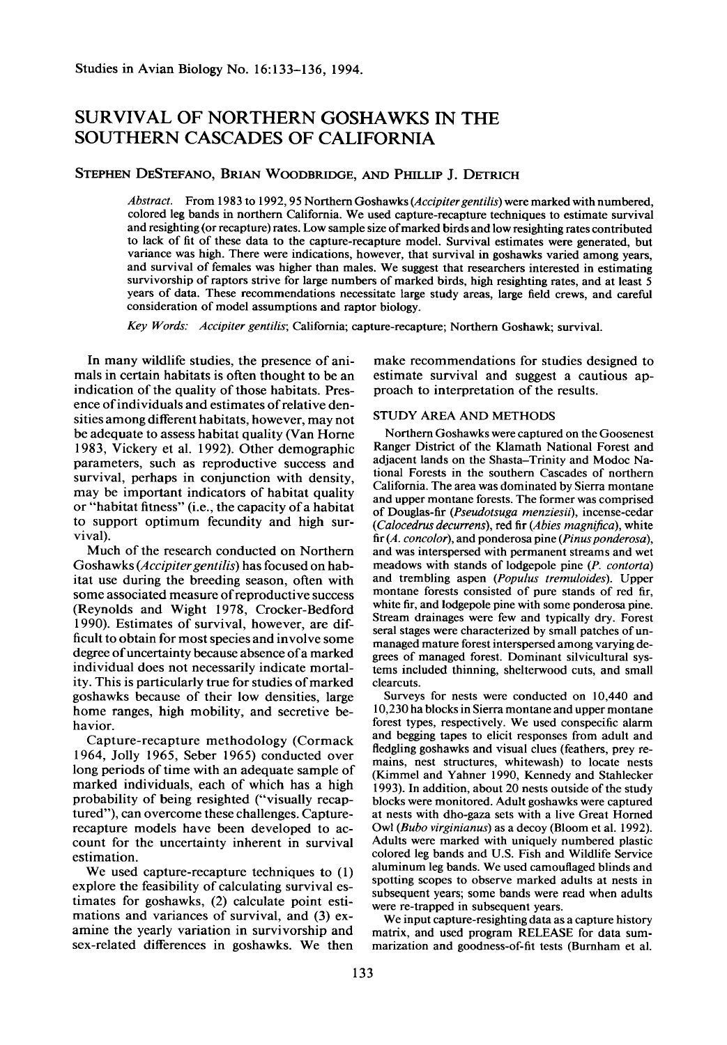# SURVIVAL OF NORTHERN GOSHAWKS IN THE SOUTHERN CASCADES OF CALIFORNIA

STEPHEN DESTEFANO, BRIAN WOODBRIDGE, AND PHILLIP J. DETRICH

*Abstract.* From 1983 to 1992, 95 Northern Goshawks (*Accipiter gentilis*) were marked with numbered, colored leg bands in northern California. We used capture-recapture techniques to estimate survival and resighting (or recapture) rates. Low sample size of marked birds and low resighting rates contributed to lack of fit of these data to the capture-recapture model. Survival estimates were generated, but variance was high. There were indications, however, that survival in goshawks varied among years, and survival of females was higher than males. We suggest that researchers interested in estimating survivorship of raptors strive for large numbers of marked birds, high resighting rates, and at least 5 years of data. These recommendations necessitate large study areas, large field crews, and careful consideration of model assumptions and raptor biology.

*Key Words:* *Accipiter gentilis*; California; capture-recapture; Northern Goshawk; survival.

In many wildlife studies, the presence of animals in certain habitats is often thought to be an indication of the quality of those habitats. Presence of individuals and estimates of relative densities among different habitats, however, may not be adequate to assess habitat quality (Van Horne 1983, Vickery et al. 1992). Other demographic parameters, such as reproductive success and survival, perhaps in conjunction with density, may be important indicators of habitat quality or "habitat fitness" (i.e., the capacity of a habitat to support optimum fecundity and high survival).

Much of the research conducted on Northern Goshawks (*Accipiter gentilis*) has focused on habitat use during the breeding season, often with some associated measure of reproductive success (Reynolds and Wight 1978, Crocker-Bedford 1990). Estimates of survival, however, are difficult to obtain for most species and involve some degree of uncertainty because absence of a marked individual does not necessarily indicate mortality. This is particularly true for studies of marked goshawks because of their low densities, large home ranges, high mobility, and secretive behavior.

Capture-recapture methodology (Cormack 1964, Jolly 1965, Seber 1965) conducted over long periods of time with an adequate sample of marked individuals, each of which has a high probability of being resighted ("visually recaptured"), can overcome these challenges. Capture-recapture models have been developed to account for the uncertainty inherent in survival estimation.

We used capture-recapture techniques to (1) explore the feasibility of calculating survival estimates for goshawks, (2) calculate point estimations and variances of survival, and (3) examine the yearly variation in survivorship and sex-related differences in goshawks. We then make recommendations for studies designed to estimate survival and suggest a cautious approach to interpretation of the results.

## STUDY AREA AND METHODS

Northern Goshawks were captured on the Goosenest Ranger District of the Klamath National Forest and adjacent lands on the Shasta-Trinity and Modoc National Forests in the southern Cascades of northern California. The area was dominated by Sierra montane and upper montane forests. The former was comprised of Douglas-fir (*Pseudotsuga menziesii*), incense-cedar (*Calocedrus decurrens*), red fir (*Abies magnifica*), white fir (*A. concolor*), and ponderosa pine (*Pinus ponderosa*), and was interspersed with permanent streams and wet meadows with stands of lodgepole pine (*P. contorta*) and trembling aspen (*Populus tremuloides*). Upper montane forests consisted of pure stands of red fir, white fir, and lodgepole pine with some ponderosa pine. Stream drainages were few and typically dry. Forest seral stages were characterized by small patches of unmanaged mature forest interspersed among varying degrees of managed forest. Dominant silvicultural systems included thinning, shelterwood cuts, and small clearcuts.

Surveys for nests were conducted on 10,440 and 10,230 ha blocks in Sierra montane and upper montane forest types, respectively. We used conspecific alarm and begging tapes to elicit responses from adult and fledgling goshawks and visual clues (feathers, prey remains, nest structures, whitewash) to locate nests (Kimmel and Yahner 1990, Kennedy and Stahlecker 1993). In addition, about 20 nests outside of the study blocks were monitored. Adult goshawks were captured at nests with dho-gaza sets with a live Great Horned Owl (*Bubo virginianus*) as a decoy (Bloom et al. 1992). Adults were marked with uniquely numbered plastic colored leg bands and U.S. Fish and Wildlife Service aluminum leg bands. We used camouflaged blinds and spotting scopes to observe marked adults at nests in subsequent years; some bands were read when adults were re-trapped in subsequent years.

We input capture-resighting data as a capture history matrix, and used program RELEASE for data summarization and goodness-of-fit tests (Burnham et al.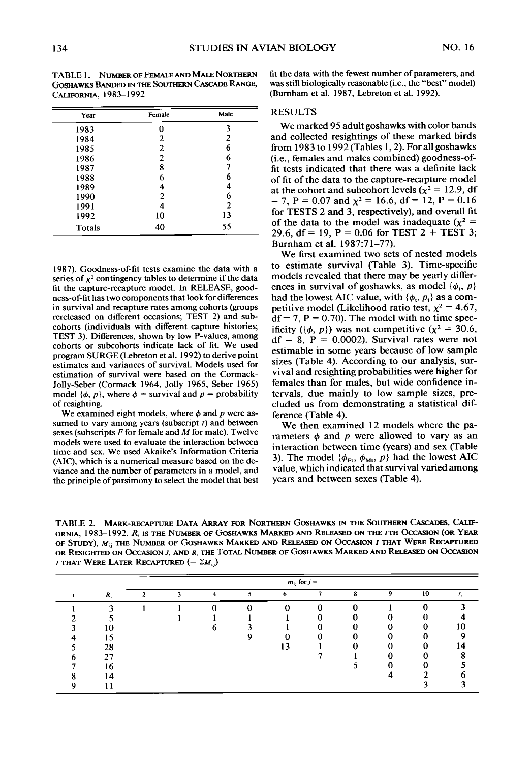TABLE 1. NUMBER OF FEMALE AND MALE NORTHERN GOSHAWKS BANDED IN THE SOUTHERN CASCADE RANGE, CALIFORNIA, 1983–1992

| Year | Female | Male |
|---|---|---|
| 1983 | 0 | 3 |
| 1984 | 2 | 2 |
| 1985 | 2 | 6 |
| 1986 | 2 | 6 |
| 1987 | 8 | 7 |
| 1988 | 6 | 6 |
| 1989 | 4 | 4 |
| 1990 | 2 | 6 |
| 1991 | 4 | 2 |
| 1992 | 10 | 13 |
| Totals | 40 | 55 |

1987). Goodness-of-fit tests examine the data with a series of $\chi^2$ contingency tables to determine if the data fit the capture-recapture model. In RELEASE, goodness-of-fit has two components that look for differences in survival and recapture rates among cohorts (groups rereleased on different occasions; TEST 2) and subcohorts (individuals with different capture histories; TEST 3). Differences, shown by low P-values, among cohorts or subcohorts indicate lack of fit. We used program SURGE (Lebreton et al. 1992) to derive point estimates and variances of survival. Models used for estimation of survival were based on the Cormack-Jolly-Seber (Cormack 1964, Jolly 1965, Seber 1965) model $\{\phi, p\}$, where $\phi$ = survival and $p$ = probability of resighting.

We examined eight models, where $\phi$ and $p$ were assumed to vary among years (subscript $t$) and between sexes (subscripts $F$ for female and $M$ for male). Twelve models were used to evaluate the interaction between time and sex. We used Akaike's Information Criteria (AIC), which is a numerical measure based on the deviance and the number of parameters in a model, and the principle of parsimony to select the model that best fit the data with the fewest number of parameters, and was still biologically reasonable (i.e., the "best" model) (Burnham et al. 1987, Lebreton et al. 1992).

## RESULTS

We marked 95 adult goshawks with color bands and collected resightings of these marked birds from 1983 to 1992 (Tables 1, 2). For all goshawks (i.e., females and males combined) goodness-of-fit tests indicated that there was a definite lack of fit of the data to the capture-recapture model at the cohort and subcohort levels ($\chi^2$ = 12.9, df = 7, P = 0.07 and $\chi^2$ = 16.6, df = 12, P = 0.16 for TESTS 2 and 3, respectively), and overall fit of the data to the model was inadequate ($\chi^2$ = 29.6, df = 19, P = 0.06 for TEST 2 + TEST 3; Burnham et al. 1987:71–77).

We first examined two sets of nested models to estimate survival (Table 3). Time-specific models revealed that there may be yearly differences in survival of goshawks, as model $\{\phi_t, p\}$ had the lowest AIC value, with $\{\phi_t, p_t\}$ as a competitive model (Likelihood ratio test, $\chi^2$ = 4.67, df = 7, P = 0.70). The model with no time specificity ($\{\phi, p\}$) was not competitive ($\chi^2$ = 30.6, df = 8, P = 0.0002). Survival rates were not estimable in some years because of low sample sizes (Table 4). According to our analysis, survival and resighting probabilities were higher for females than for males, but wide confidence intervals, due mainly to low sample sizes, precluded us from demonstrating a statistical difference (Table 4).

We then examined 12 models where the parameters $\phi$ and $p$ were allowed to vary as an interaction between time (years) and sex (Table 3). The model $\{\phi_{Ft}, \phi_{Mt}, p\}$ had the lowest AIC value, which indicated that survival varied among years and between sexes (Table 4).

TABLE 2. MARK-RECAPTURE DATA ARRAY FOR NORTHERN GOSHAWKS IN THE SOUTHERN CASCADES, CALIFORNIA, 1983–1992. $R_i$ IS THE NUMBER OF GOSHAWKS MARKED AND RELEASED ON THE $i$TH OCCASION (OR YEAR OF STUDY), $M_{ij}$ THE NUMBER OF GOSHAWKS MARKED AND RELEASED ON OCCASION $i$ THAT WERE RECAPTURED OR RESIGHTED ON OCCASION $j$, AND $R_i$ THE TOTAL NUMBER OF GOSHAWKS MARKED AND RELEASED ON OCCASION $i$ THAT WERE LATER RECAPTURED (= $\Sigma M_{ij}$)

| | | $m_{ij}$ for $j$ = | | | | | | | | | |
|---|---|---|---|---|---|---|---|---|---|---|---|
| $i$ | $R_i$ | 2 | 3 | 4 | 5 | 6 | 7 | 8 | 9 | 10 | $r_i$ |
| 1 | 3 | 1 | 1 | 0 | 0 | 0 | 0 | 0 | 1 | 0 | 3 |
| 2 | 5 | | 1 | 1 | 1 | 1 | 0 | 0 | 0 | 0 | 4 |
| 3 | 10 | | | 6 | 3 | 1 | 0 | 0 | 0 | 0 | 10 |
| 4 | 15 | | | | 9 | 0 | 0 | 0 | 0 | 0 | 9 |
| 5 | 28 | | | | | 13 | 1 | 0 | 0 | 0 | 14 |
| 6 | 27 | | | | | | 7 | 1 | 0 | 0 | 8 |
| 7 | 16 | | | | | | | 5 | 0 | 0 | 5 |
| 8 | 14 | | | | | | | | 4 | 2 | 6 |
| 9 | 11 | | | | | | | | | 3 | 3 |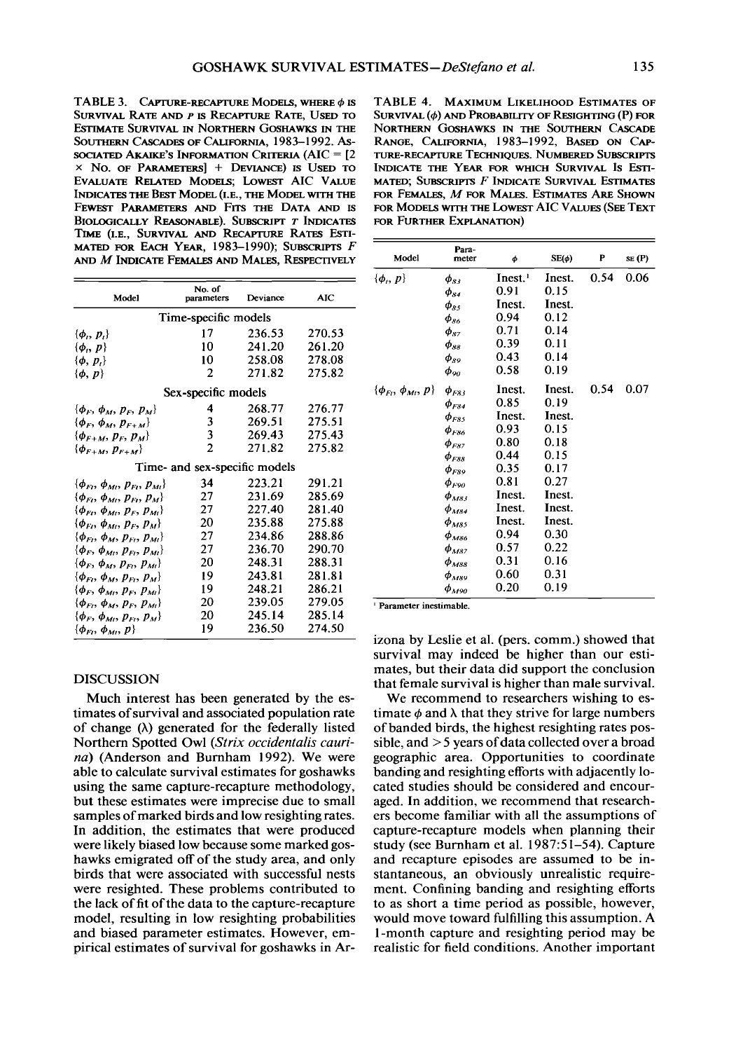TABLE 3. CAPTURE-RECAPTURE MODELS, WHERE $\phi$ IS SURVIVAL RATE AND $p$ IS RECAPTURE RATE, USED TO ESTIMATE SURVIVAL IN NORTHERN GOSHAWKS IN THE SOUTHERN CASCADES OF CALIFORNIA, 1983–1992. ASSOCIATED AKAIKE'S INFORMATION CRITERIA (AIC = [2 × NO. OF PARAMETERS] + DEVIANCE) IS USED TO EVALUATE RELATED MODELS; LOWEST AIC VALUE INDICATES THE BEST MODEL (I.E., THE MODEL WITH THE FEWEST PARAMETERS AND FITS THE DATA AND IS BIOLOGICALLY REASONABLE). SUBSCRIPT $T$ INDICATES TIME (I.E., SURVIVAL AND RECAPTURE RATES ESTIMATED FOR EACH YEAR, 1983–1990); SUBSCRIPTS $F$ AND $M$ INDICATE FEMALES AND MALES, RESPECTIVELY

| Model | No. of parameters | Deviance | AIC |
|---|---|---|---|
| Time-specific models | | | |
| $\{\phi_t, p_t\}$ | 17 | 236.53 | 270.53 |
| $\{\phi_t, p\}$ | 10 | 241.20 | 261.20 |
| $\{\phi, p_t\}$ | 10 | 258.08 | 278.08 |
| $\{\phi, p\}$ | 2 | 271.82 | 275.82 |
| Sex-specific models | | | |
| $\{\phi_F, \phi_M, p_F, p_M\}$ | 4 | 268.77 | 276.77 |
| $\{\phi_F, \phi_M, p_{F+M}\}$ | 3 | 269.51 | 275.51 |
| $\{\phi_{F+M}, p_F, p_M\}$ | 3 | 269.43 | 275.43 |
| $\{\phi_{F+M}, p_{F+M}\}$ | 2 | 271.82 | 275.82 |
| Time- and sex-specific models | | | |
| $\{\phi_{Ft}, \phi_{Mt}, p_{Ft}, p_{Mt}\}$ | 34 | 223.21 | 291.21 |
| $\{\phi_{Ft}, \phi_{Mt}, p_{Ft}, p_M\}$ | 27 | 231.69 | 285.69 |
| $\{\phi_{Ft}, \phi_{Mt}, p_F, p_{Mt}\}$ | 27 | 227.40 | 281.40 |
| $\{\phi_{Ft}, \phi_{Mt}, p_F, p_M\}$ | 20 | 235.88 | 275.88 |
| $\{\phi_{Ft}, \phi_M, p_{Ft}, p_{Mt}\}$ | 27 | 234.86 | 288.86 |
| $\{\phi_F, \phi_{Mt}, p_{Ft}, p_{Mt}\}$ | 27 | 236.70 | 290.70 |
| $\{\phi_F, \phi_M, p_{Ft}, p_{Mt}\}$ | 20 | 248.31 | 288.31 |
| $\{\phi_{Ft}, \phi_M, p_{Ft}, p_M\}$ | 19 | 243.81 | 281.81 |
| $\{\phi_F, \phi_{Mt}, p_F, p_{Mt}\}$ | 19 | 248.21 | 286.21 |
| $\{\phi_{Ft}, \phi_M, p_F, p_M\}$ | 20 | 239.05 | 279.05 |
| $\{\phi_F, \phi_{Mt}, p_{Ft}, p_M\}$ | 20 | 245.14 | 285.14 |
| $\{\phi_{Ft}, \phi_{Mt}, p\}$ | 19 | 236.50 | 274.50 |

TABLE 4. MAXIMUM LIKELIHOOD ESTIMATES OF SURVIVAL ($\phi$) AND PROBABILITY OF RESIGHTING (P) FOR NORTHERN GOSHAWKS IN THE SOUTHERN CASCADE RANGE, CALIFORNIA, 1983–1992, BASED ON CAPTURE-RECAPTURE TECHNIQUES. NUMBERED SUBSCRIPTS INDICATE THE YEAR FOR WHICH SURVIVAL IS ESTIMATED; SUBSCRIPTS $F$ INDICATE SURVIVAL ESTIMATES FOR FEMALES, $M$ FOR MALES. ESTIMATES ARE SHOWN FOR MODELS WITH THE LOWEST AIC VALUES (SEE TEXT FOR FURTHER EXPLANATION)

| Model | Parameter | $\phi$ | SE($\phi$) | P | SE (P) |
|---|---|---|---|---|---|
| $\{\phi_t, p\}$ | $\phi_{83}$ | Inest.[1] | Inest. | 0.54 | 0.06 |
| | $\phi_{84}$ | 0.91 | 0.15 | | |
| | $\phi_{85}$ | Inest. | Inest. | | |
| | $\phi_{86}$ | 0.94 | 0.12 | | |
| | $\phi_{87}$ | 0.71 | 0.14 | | |
| | $\phi_{88}$ | 0.39 | 0.11 | | |
| | $\phi_{89}$ | 0.43 | 0.14 | | |
| | $\phi_{90}$ | 0.58 | 0.19 | | |
| $\{\phi_{Ft}, \phi_{Mt}, p\}$ | $\phi_{F83}$ | Inest. | Inest. | 0.54 | 0.07 |
| | $\phi_{F84}$ | 0.85 | 0.19 | | |
| | $\phi_{F85}$ | Inest. | Inest. | | |
| | $\phi_{F86}$ | 0.93 | 0.15 | | |
| | $\phi_{F87}$ | 0.80 | 0.18 | | |
| | $\phi_{F88}$ | 0.44 | 0.15 | | |
| | $\phi_{F89}$ | 0.35 | 0.17 | | |
| | $\phi_{F90}$ | 0.81 | 0.27 | | |
| | $\phi_{M83}$ | Inest. | Inest. | | |
| | $\phi_{M84}$ | Inest. | Inest. | | |
| | $\phi_{M85}$ | Inest. | Inest. | | |
| | $\phi_{M86}$ | 0.94 | 0.30 | | |
| | $\phi_{M87}$ | 0.57 | 0.22 | | |
| | $\phi_{M88}$ | 0.31 | 0.16 | | |
| | $\phi_{M89}$ | 0.60 | 0.31 | | |
| | $\phi_{M90}$ | 0.20 | 0.19 | | |

[1] Parameter inestimable.

## DISCUSSION

Much interest has been generated by the estimates of survival and associated population rate of change ($\lambda$) generated for the federally listed Northern Spotted Owl (*Strix occidentalis caurina*) (Anderson and Burnham 1992). We were able to calculate survival estimates for goshawks using the same capture-recapture methodology, but these estimates were imprecise due to small samples of marked birds and low resighting rates. In addition, the estimates that were produced were likely biased low because some marked goshawks emigrated off of the study area, and only birds that were associated with successful nests were resighted. These problems contributed to the lack of fit of the data to the capture-recapture model, resulting in low resighting probabilities and biased parameter estimates. However, empirical estimates of survival for goshawks in Arizona by Leslie et al. (pers. comm.) showed that survival may indeed be higher than our estimates, but their data did support the conclusion that female survival is higher than male survival.

We recommend to researchers wishing to estimate $\phi$ and $\lambda$ that they strive for large numbers of banded birds, the highest resighting rates possible, and >5 years of data collected over a broad geographic area. Opportunities to coordinate banding and resighting efforts with adjacently located studies should be considered and encouraged. In addition, we recommend that researchers become familiar with all the assumptions of capture-recapture models when planning their study (see Burnham et al. 1987:51–54). Capture and recapture episodes are assumed to be instantaneous, an obviously unrealistic requirement. Confining banding and resighting efforts to as short a time period as possible, however, would move toward fulfilling this assumption. A 1-month capture and resighting period may be realistic for field conditions. Another important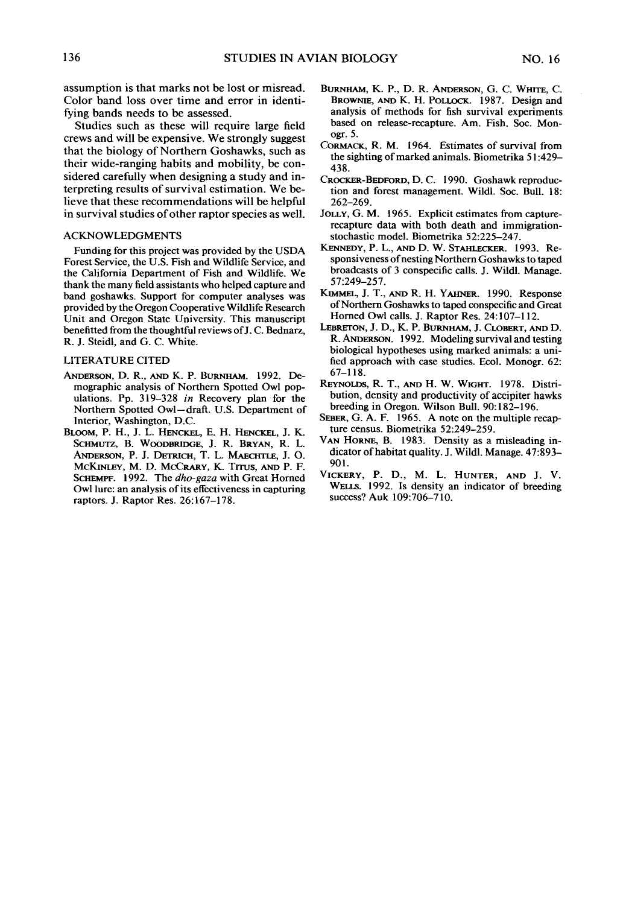assumption is that marks not be lost or misread. Color band loss over time and error in identifying bands needs to be assessed.

Studies such as these will require large field crews and will be expensive. We strongly suggest that the biology of Northern Goshawks, such as their wide-ranging habits and mobility, be considered carefully when designing a study and interpreting results of survival estimation. We believe that these recommendations will be helpful in survival studies of other raptor species as well.

## ACKNOWLEDGMENTS

Funding for this project was provided by the USDA Forest Service, the U.S. Fish and Wildlife Service, and the California Department of Fish and Wildlife. We thank the many field assistants who helped capture and band goshawks. Support for computer analyses was provided by the Oregon Cooperative Wildlife Research Unit and Oregon State University. This manuscript benefitted from the thoughtful reviews of J. C. Bednarz, R. J. Steidl, and G. C. White.

## LITERATURE CITED

Anderson, D. R., and K. P. Burnham. 1992. Demographic analysis of Northern Spotted Owl populations. Pp. 319–328 *in* Recovery plan for the Northern Spotted Owl—draft. U.S. Department of Interior, Washington, D.C.

Bloom, P. H., J. L. Henckel, E. H. Henckel, J. K. Schmutz, B. Woodbridge, J. R. Bryan, R. L. Anderson, P. J. Detrich, T. L. Maechtle, J. O. McKinley, M. D. McCrary, K. Titus, and P. F. Schempf. 1992. The *dho-gaza* with Great Horned Owl lure: an analysis of its effectiveness in capturing raptors. J. Raptor Res. 26:167–178.

Burnham, K. P., D. R. Anderson, G. C. White, C. Brownie, and K. H. Pollock. 1987. Design and analysis of methods for fish survival experiments based on release-recapture. Am. Fish. Soc. Monogr. 5.

Cormack, R. M. 1964. Estimates of survival from the sighting of marked animals. Biometrika 51:429–438.

Crocker-Bedford, D. C. 1990. Goshawk reproduction and forest management. Wildl. Soc. Bull. 18: 262–269.

Jolly, G. M. 1965. Explicit estimates from capture-recapture data with both death and immigration-stochastic model. Biometrika 52:225–247.

Kennedy, P. L., and D. W. Stahlecker. 1993. Responsiveness of nesting Northern Goshawks to taped broadcasts of 3 conspecific calls. J. Wildl. Manage. 57:249–257.

Kimmel, J. T., and R. H. Yahner. 1990. Response of Northern Goshawks to taped conspecific and Great Horned Owl calls. J. Raptor Res. 24:107–112.

Lebreton, J. D., K. P. Burnham, J. Clobert, and D. R. Anderson. 1992. Modeling survival and testing biological hypotheses using marked animals: a unified approach with case studies. Ecol. Monogr. 62: 67–118.

Reynolds, R. T., and H. W. Wight. 1978. Distribution, density and productivity of accipiter hawks breeding in Oregon. Wilson Bull. 90:182–196.

Seber, G. A. F. 1965. A note on the multiple recapture census. Biometrika 52:249–259.

Van Horne, B. 1983. Density as a misleading indicator of habitat quality. J. Wildl. Manage. 47:893–901.

Vickery, P. D., M. L. Hunter, and J. V. Wells. 1992. Is density an indicator of breeding success? Auk 109:706–710.